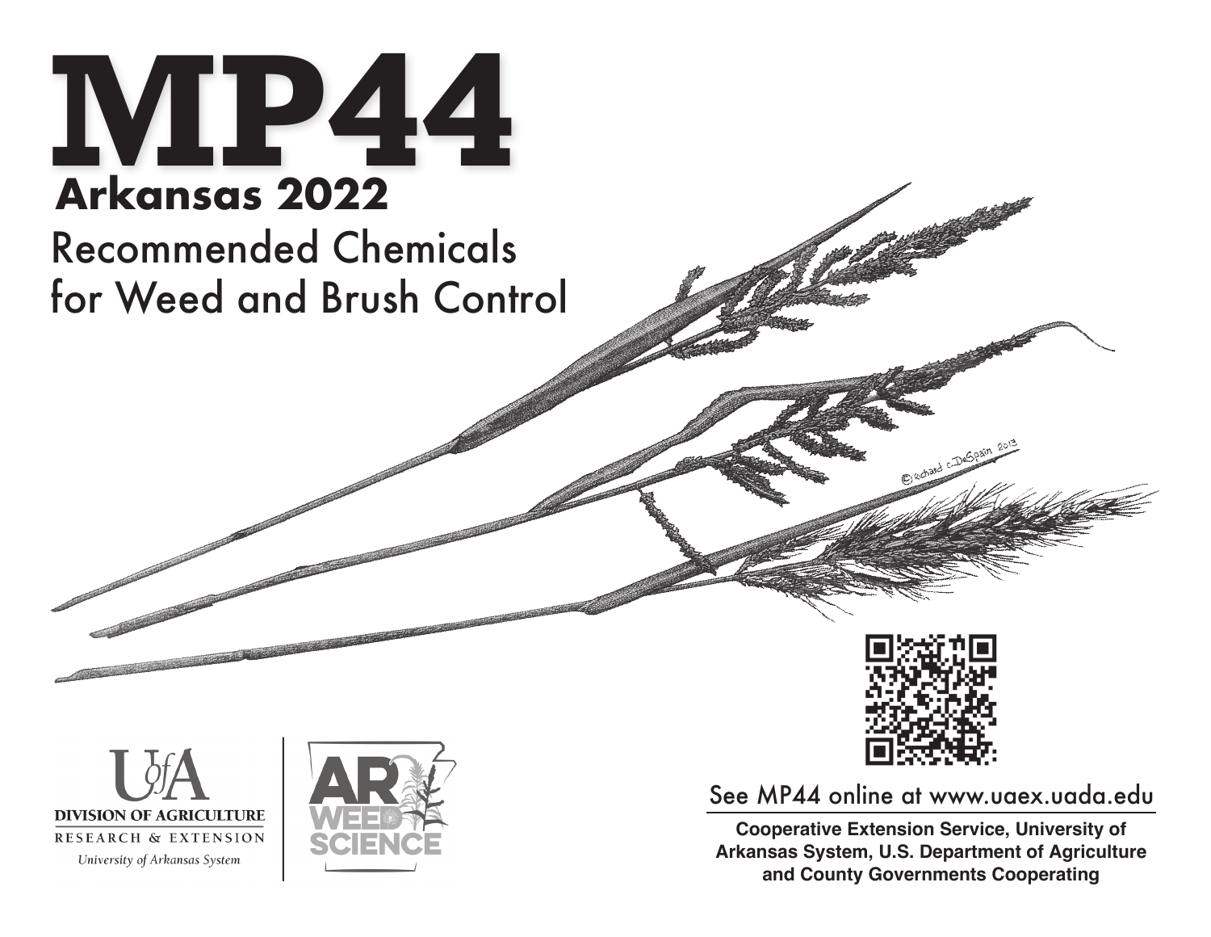# MP44

## Arkansas 2022

## Recommended Chemicals for Weed and Brush Control

© Richard C. DeSpain 2013

See MP44 online at www.uaex.uada.edu

**Cooperative Extension Service, University of Arkansas System, U.S. Department of Agriculture and County Governments Cooperating**

U of A DIVISION OF AGRICULTURE RESEARCH & EXTENSION

*University of Arkansas System*

AR WEED SCIENCE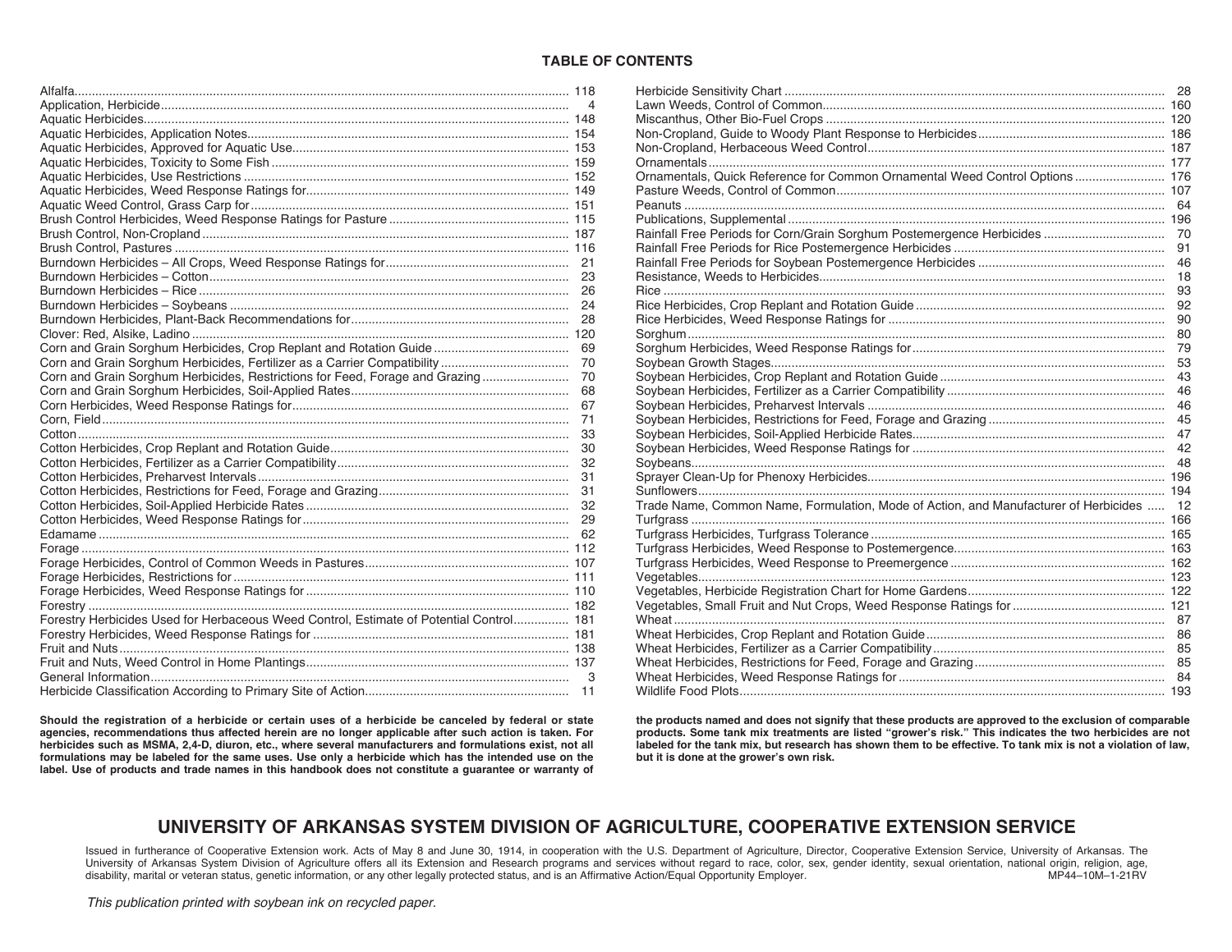## TABLE OF CONTENTS

| | |
|---|---|
| Alfalfa | 118 |
| Application, Herbicide | 4 |
| Aquatic Herbicides | 148 |
| Aquatic Herbicides, Application Notes | 154 |
| Aquatic Herbicides, Approved for Aquatic Use | 153 |
| Aquatic Herbicides, Toxicity to Some Fish | 159 |
| Aquatic Herbicides, Use Restrictions | 152 |
| Aquatic Herbicides, Weed Response Ratings for | 149 |
| Aquatic Weed Control, Grass Carp for | 151 |
| Brush Control Herbicides, Weed Response Ratings for Pasture | 115 |
| Brush Control, Non-Cropland | 187 |
| Brush Control, Pastures | 116 |
| Burndown Herbicides – All Crops, Weed Response Ratings for | 21 |
| Burndown Herbicides – Cotton | 23 |
| Burndown Herbicides – Rice | 26 |
| Burndown Herbicides – Soybeans | 24 |
| Burndown Herbicides, Plant-Back Recommendations for | 28 |
| Clover: Red, Alsike, Ladino | 120 |
| Corn and Grain Sorghum Herbicides, Crop Replant and Rotation Guide | 69 |
| Corn and Grain Sorghum Herbicides, Fertilizer as a Carrier Compatibility | 70 |
| Corn and Grain Sorghum Herbicides, Restrictions for Feed, Forage and Grazing | 70 |
| Corn and Grain Sorghum Herbicides, Soil-Applied Rates | 68 |
| Corn Herbicides, Weed Response Ratings for | 67 |
| Corn, Field | 71 |
| Cotton | 33 |
| Cotton Herbicides, Crop Replant and Rotation Guide | 30 |
| Cotton Herbicides, Fertilizer as a Carrier Compatibility | 32 |
| Cotton Herbicides, Preharvest Intervals | 31 |
| Cotton Herbicides, Restrictions for Feed, Forage and Grazing | 31 |
| Cotton Herbicides, Soil-Applied Herbicide Rates | 32 |
| Cotton Herbicides, Weed Response Ratings for | 29 |
| Edamame | 62 |
| Forage | 112 |
| Forage Herbicides, Control of Common Weeds in Pastures | 107 |
| Forage Herbicides, Restrictions for | 111 |
| Forage Herbicides, Weed Response Ratings for | 110 |
| Forestry | 182 |
| Forestry Herbicides Used for Herbaceous Weed Control, Estimate of Potential Control | 181 |
| Forestry Herbicides, Weed Response Ratings for | 181 |
| Fruit and Nuts | 138 |
| Fruit and Nuts, Weed Control in Home Plantings | 137 |
| General Information | 3 |
| Herbicide Classification According to Primary Site of Action | 11 |
| Herbicide Sensitivity Chart | 28 |
| Lawn Weeds, Control of Common | 160 |
| Miscanthus, Other Bio-Fuel Crops | 120 |
| Non-Cropland, Guide to Woody Plant Response to Herbicides | 186 |
| Non-Cropland, Herbaceous Weed Control | 187 |
| Ornamentals | 177 |
| Ornamentals, Quick Reference for Common Ornamental Weed Control Options | 176 |
| Pasture Weeds, Control of Common | 107 |
| Peanuts | 64 |
| Publications, Supplemental | 196 |
| Rainfall Free Periods for Corn/Grain Sorghum Postemergence Herbicides | 70 |
| Rainfall Free Periods for Rice Postemergence Herbicides | 91 |
| Rainfall Free Periods for Soybean Postemergence Herbicides | 46 |
| Resistance, Weeds to Herbicides | 18 |
| Rice | 93 |
| Rice Herbicides, Crop Replant and Rotation Guide | 92 |
| Rice Herbicides, Weed Response Ratings for | 90 |
| Sorghum | 80 |
| Sorghum Herbicides, Weed Response Ratings for | 79 |
| Soybean Growth Stages | 53 |
| Soybean Herbicides, Crop Replant and Rotation Guide | 43 |
| Soybean Herbicides, Fertilizer as a Carrier Compatibility | 46 |
| Soybean Herbicides, Preharvest Intervals | 46 |
| Soybean Herbicides, Restrictions for Feed, Forage and Grazing | 45 |
| Soybean Herbicides, Soil-Applied Herbicide Rates | 47 |
| Soybean Herbicides, Weed Response Ratings for | 42 |
| Soybeans | 48 |
| Sprayer Clean-Up for Phenoxy Herbicides | 196 |
| Sunflowers | 194 |
| Trade Name, Common Name, Formulation, Mode of Action, and Manufacturer of Herbicides | 12 |
| Turfgrass | 166 |
| Turfgrass Herbicides, Turfgrass Tolerance | 165 |
| Turfgrass Herbicides, Weed Response to Postemergence | 163 |
| Turfgrass Herbicides, Weed Response to Preemergence | 162 |
| Vegetables | 123 |
| Vegetables, Herbicide Registration Chart for Home Gardens | 122 |
| Vegetables, Small Fruit and Nut Crops, Weed Response Ratings for | 121 |
| Wheat | 87 |
| Wheat Herbicides, Crop Replant and Rotation Guide | 86 |
| Wheat Herbicides, Fertilizer as a Carrier Compatibility | 85 |
| Wheat Herbicides, Restrictions for Feed, Forage and Grazing | 85 |
| Wheat Herbicides, Weed Response Ratings for | 84 |
| Wildlife Food Plots | 193 |

**Should the registration of a herbicide or certain uses of a herbicide be canceled by federal or state agencies, recommendations thus affected herein are no longer applicable after such action is taken. For herbicides such as MSMA, 2,4-D, diuron, etc., where several manufacturers and formulations exist, not all formulations may be labeled for the same uses. Use only a herbicide which has the intended use on the label. Use of products and trade names in this handbook does not constitute a guarantee or warranty of the products named and does not signify that these products are approved to the exclusion of comparable products. Some tank mix treatments are listed "grower's risk." This indicates the two herbicides are not labeled for the tank mix, but research has shown them to be effective. To tank mix is not a violation of law, but it is done at the grower's own risk.**

## UNIVERSITY OF ARKANSAS SYSTEM DIVISION OF AGRICULTURE, COOPERATIVE EXTENSION SERVICE

Issued in furtherance of Cooperative Extension work. Acts of May 8 and June 30, 1914, in cooperation with the U.S. Department of Agriculture, Director, Cooperative Extension Service, University of Arkansas. The University of Arkansas System Division of Agriculture offers all its Extension and Research programs and services without regard to race, color, sex, gender identity, sexual orientation, national origin, religion, age, disability, marital or veteran status, genetic information, or any other legally protected status, and is an Affirmative Action/Equal Opportunity Employer. MP44–10M–1-21RV

*This publication printed with soybean ink on recycled paper.*